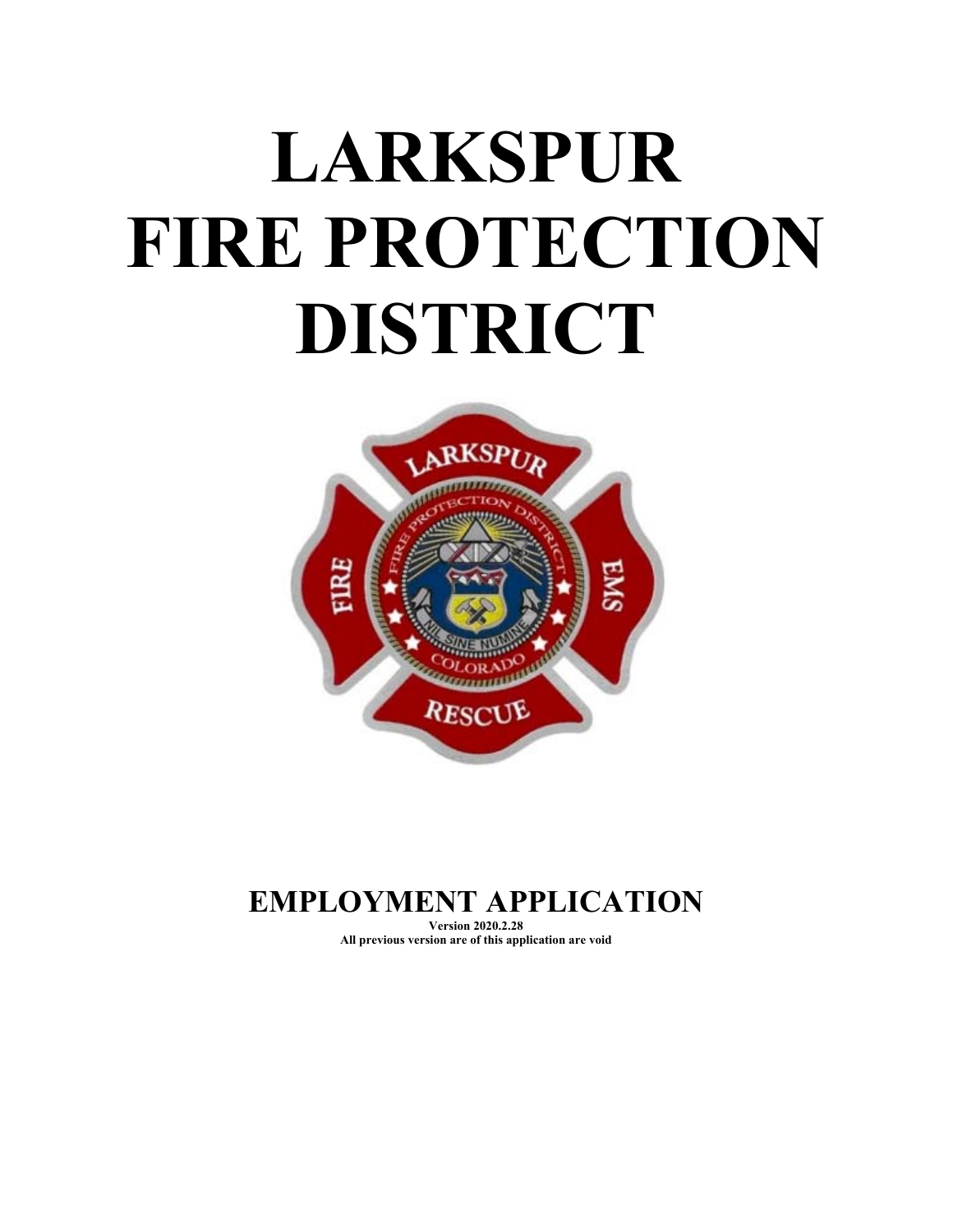# LARKSPUR FIRE PROTECTION DISTRICT

## EMPLOYMENT APPLICATION

**Version 2020.2.28**

**All previous version are of this application are void**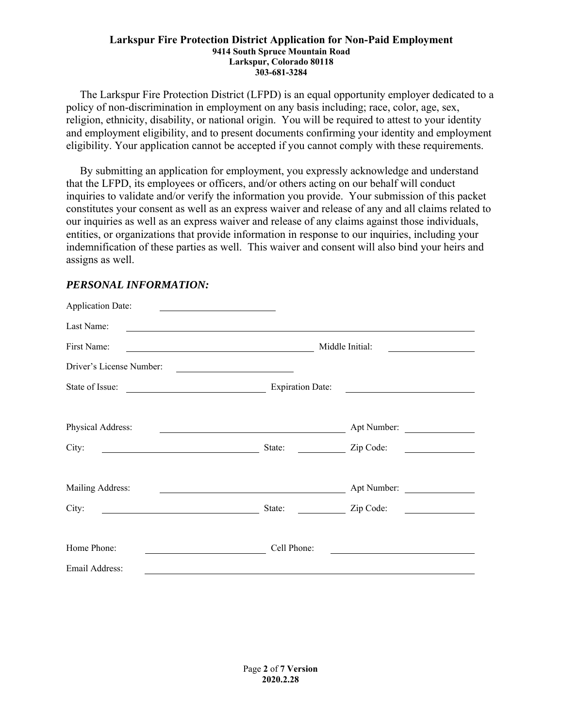**Larkspur Fire Protection District Application for Non-Paid Employment**
**9414 South Spruce Mountain Road**
**Larkspur, Colorado 80118**
**303-681-3284**

The Larkspur Fire Protection District (LFPD) is an equal opportunity employer dedicated to a policy of non-discrimination in employment on any basis including; race, color, age, sex, religion, ethnicity, disability, or national origin. You will be required to attest to your identity and employment eligibility, and to present documents confirming your identity and employment eligibility. Your application cannot be accepted if you cannot comply with these requirements.

By submitting an application for employment, you expressly acknowledge and understand that the LFPD, its employees or officers, and/or others acting on our behalf will conduct inquiries to validate and/or verify the information you provide. Your submission of this packet constitutes your consent as well as an express waiver and release of any and all claims related to our inquiries as well as an express waiver and release of any claims against those individuals, entities, or organizations that provide information in response to our inquiries, including your indemnification of these parties as well. This waiver and consent will also bind your heirs and assigns as well.

### *PERSONAL INFORMATION:*

Application Date: ____________________

Last Name: ____________________________________________

First Name: ____________________ Middle Initial: __________

Driver's License Number: ____________________

State of Issue: ____________________ Expiration Date: ____________________

Physical Address: ____________________ Apt Number: __________

City: ____________________ State: __________ Zip Code: __________

Mailing Address: ____________________ Apt Number: __________

City: ____________________ State: __________ Zip Code: __________

Home Phone: ____________________ Cell Phone: ____________________

Email Address: ____________________________________________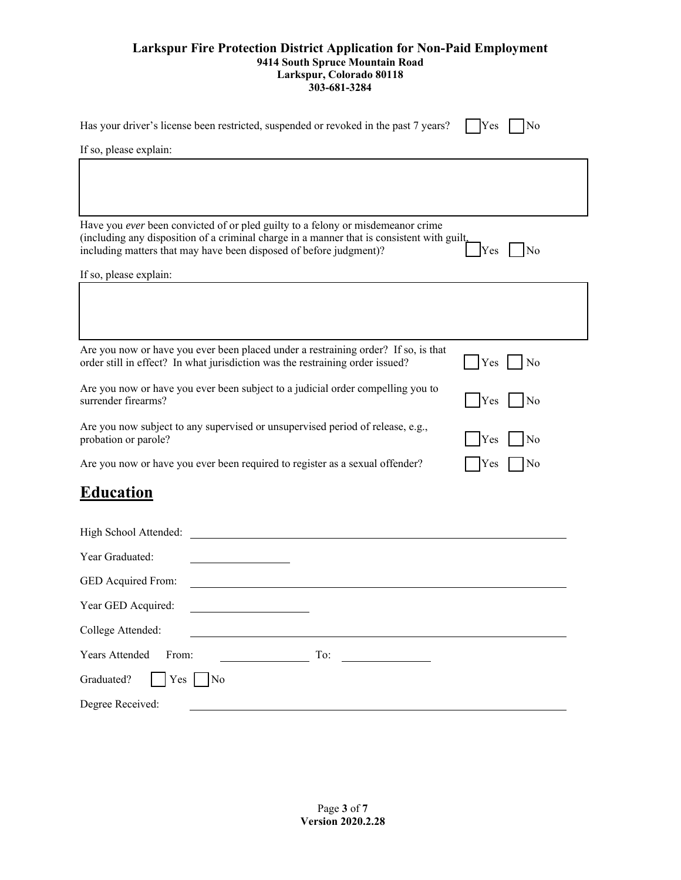Has your driver's license been restricted, suspended or revoked in the past 7 years? ☐ Yes ☐ No

If so, please explain:

Have you *ever* been convicted of or pled guilty to a felony or misdemeanor crime (including any disposition of a criminal charge in a manner that is consistent with guilt, including matters that may have been disposed of before judgment)? ☐ Yes ☐ No

If so, please explain:

Are you now or have you ever been placed under a restraining order? If so, is that order still in effect? In what jurisdiction was the restraining order issued? ☐ Yes ☐ No

Are you now or have you ever been subject to a judicial order compelling you to surrender firearms? ☐ Yes ☐ No

Are you now subject to any supervised or unsupervised period of release, e.g., probation or parole? ☐ Yes ☐ No

Are you now or have you ever been required to register as a sexual offender? ☐ Yes ☐ No

## Education

High School Attended: ______________________________

Year Graduated: ______________

GED Acquired From: ______________________________

Year GED Acquired: ______________

College Attended: ______________________________

Years Attended From: ______________ To: ______________

Graduated? ☐ Yes ☐ No

Degree Received: ______________________________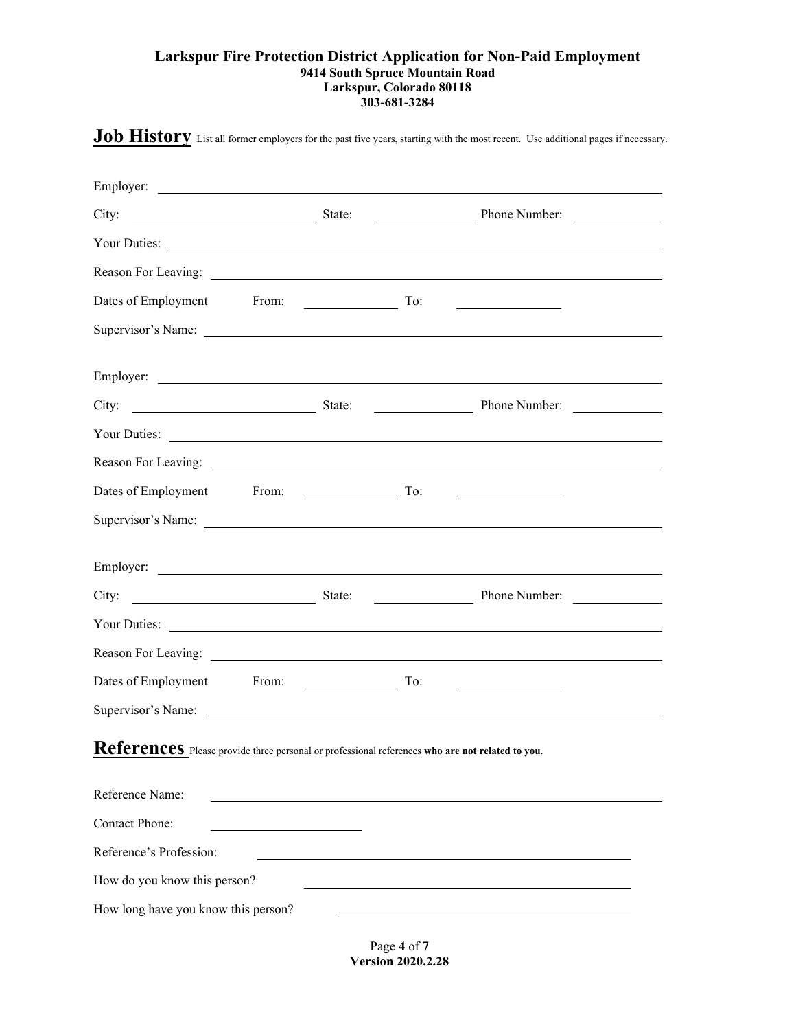**Larkspur Fire Protection District Application for Non-Paid Employment**
**9414 South Spruce Mountain Road**
**Larkspur, Colorado 80118**
**303-681-3284**

## Job History

List all former employers for the past five years, starting with the most recent. Use additional pages if necessary.

Employer: ____________________

City: ____________ State: ________ Phone Number: ________

Your Duties: ____________________

Reason For Leaving: ____________________

Dates of Employment From: ________ To: ________

Supervisor's Name: ____________________

Employer: ____________________

City: ____________ State: ________ Phone Number: ________

Your Duties: ____________________

Reason For Leaving: ____________________

Dates of Employment From: ________ To: ________

Supervisor's Name: ____________________

Employer: ____________________

City: ____________ State: ________ Phone Number: ________

Your Duties: ____________________

Reason For Leaving: ____________________

Dates of Employment From: ________ To: ________

Supervisor's Name: ____________________

## References

Please provide three personal or professional references **who are not related to you**.

Reference Name: ____________________

Contact Phone: ____________

Reference's Profession: ____________________

How do you know this person? ____________________

How long have you know this person? ____________________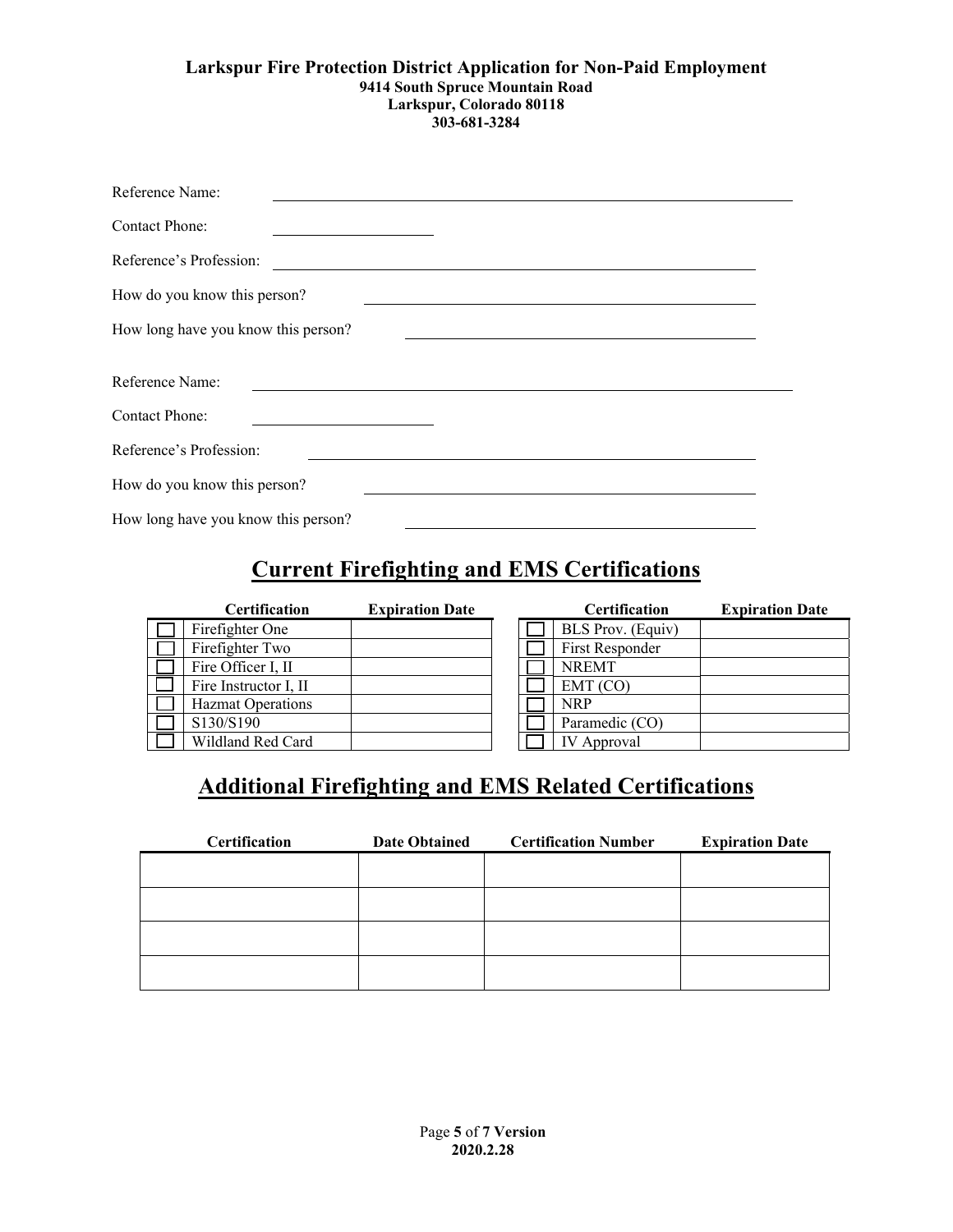**Larkspur Fire Protection District Application for Non-Paid Employment**
**9414 South Spruce Mountain Road**
**Larkspur, Colorado 80118**
**303-681-3284**

Reference Name: ______________________________

Contact Phone: ______________

Reference's Profession: ______________________________

How do you know this person? ______________________________

How long have you know this person? ______________________________

Reference Name: ______________________________

Contact Phone: ______________

Reference's Profession: ______________________________

How do you know this person? ______________________________

How long have you know this person? ______________________________

## Current Firefighting and EMS Certifications

| | Certification | Expiration Date |
|---|---|---|
| ☐ | Firefighter One | |
| ☐ | Firefighter Two | |
| ☐ | Fire Officer I, II | |
| ☐ | Fire Instructor I, II | |
| ☐ | Hazmat Operations | |
| ☐ | S130/S190 | |
| ☐ | Wildland Red Card | |

| | Certification | Expiration Date |
|---|---|---|
| ☐ | BLS Prov. (Equiv) | |
| ☐ | First Responder | |
| ☐ | NREMT | |
| ☐ | EMT (CO) | |
| ☐ | NRP | |
| ☐ | Paramedic (CO) | |
| ☐ | IV Approval | |

## Additional Firefighting and EMS Related Certifications

| Certification | Date Obtained | Certification Number | Expiration Date |
|---|---|---|---|
| | | | |
| | | | |
| | | | |
| | | | |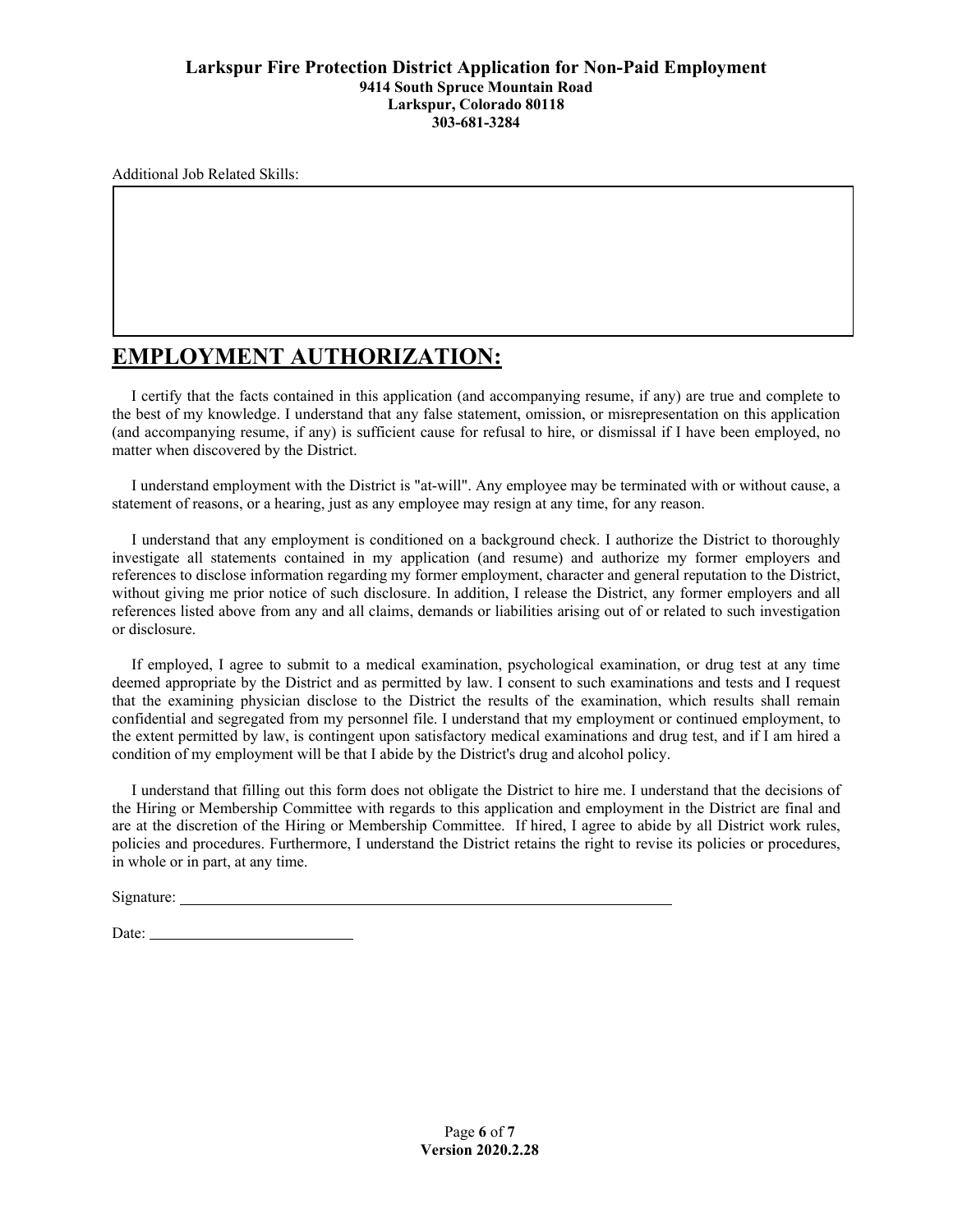Additional Job Related Skills:

|  |
|---|
|  |

## EMPLOYMENT AUTHORIZATION:

I certify that the facts contained in this application (and accompanying resume, if any) are true and complete to the best of my knowledge. I understand that any false statement, omission, or misrepresentation on this application (and accompanying resume, if any) is sufficient cause for refusal to hire, or dismissal if I have been employed, no matter when discovered by the District.

I understand employment with the District is "at-will". Any employee may be terminated with or without cause, a statement of reasons, or a hearing, just as any employee may resign at any time, for any reason.

I understand that any employment is conditioned on a background check. I authorize the District to thoroughly investigate all statements contained in my application (and resume) and authorize my former employers and references to disclose information regarding my former employment, character and general reputation to the District, without giving me prior notice of such disclosure. In addition, I release the District, any former employers and all references listed above from any and all claims, demands or liabilities arising out of or related to such investigation or disclosure.

If employed, I agree to submit to a medical examination, psychological examination, or drug test at any time deemed appropriate by the District and as permitted by law. I consent to such examinations and tests and I request that the examining physician disclose to the District the results of the examination, which results shall remain confidential and segregated from my personnel file. I understand that my employment or continued employment, to the extent permitted by law, is contingent upon satisfactory medical examinations and drug test, and if I am hired a condition of my employment will be that I abide by the District's drug and alcohol policy.

I understand that filling out this form does not obligate the District to hire me. I understand that the decisions of the Hiring or Membership Committee with regards to this application and employment in the District are final and are at the discretion of the Hiring or Membership Committee. If hired, I agree to abide by all District work rules, policies and procedures. Furthermore, I understand the District retains the right to revise its policies or procedures, in whole or in part, at any time.

Signature: ____________________________________________

Date: ____________________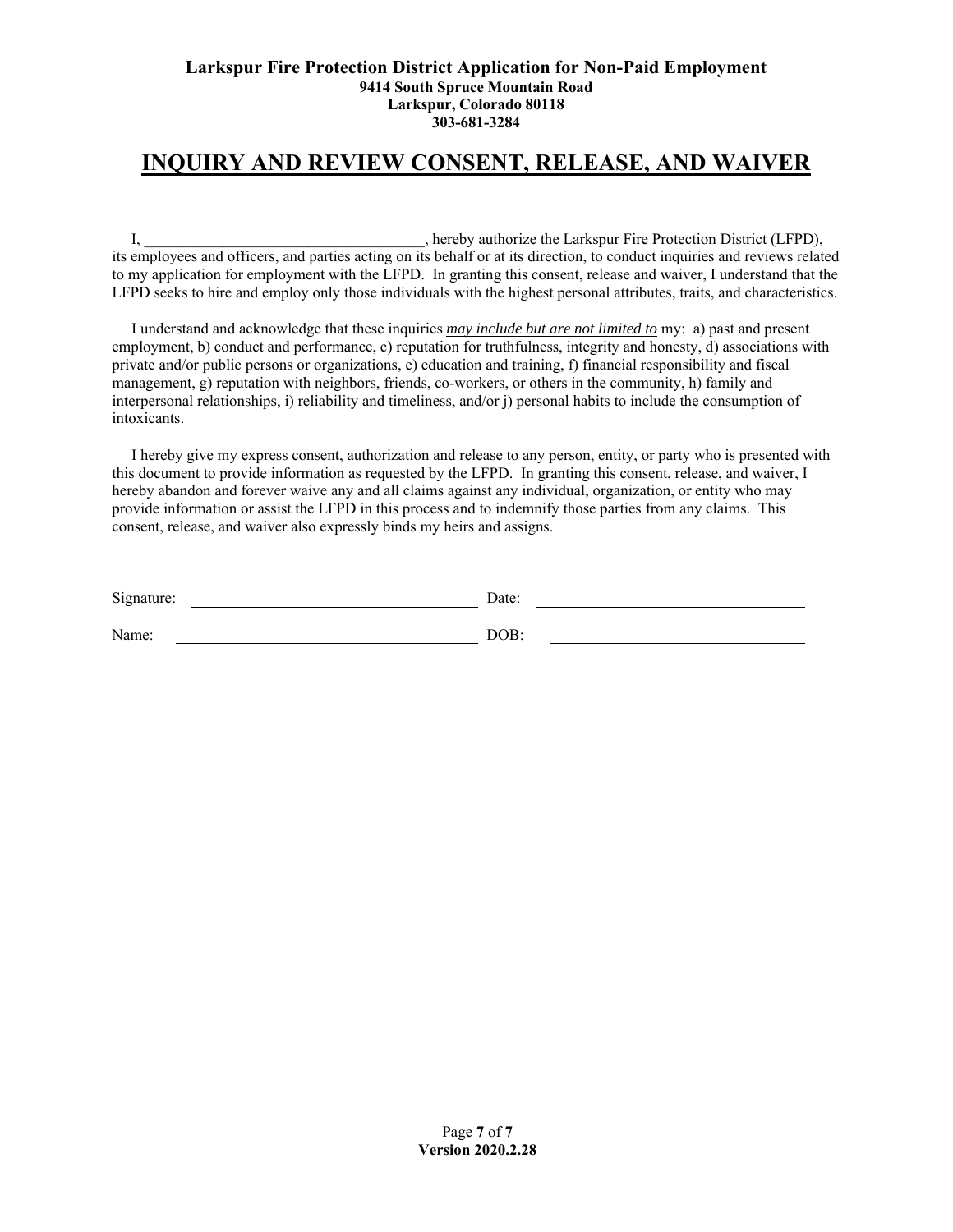**Larkspur Fire Protection District Application for Non-Paid Employment**
**9414 South Spruce Mountain Road**
**Larkspur, Colorado 80118**
**303-681-3284**

# INQUIRY AND REVIEW CONSENT, RELEASE, AND WAIVER

I, ____________________________________, hereby authorize the Larkspur Fire Protection District (LFPD), its employees and officers, and parties acting on its behalf or at its direction, to conduct inquiries and reviews related to my application for employment with the LFPD. In granting this consent, release and waiver, I understand that the LFPD seeks to hire and employ only those individuals with the highest personal attributes, traits, and characteristics.

I understand and acknowledge that these inquiries ***may include but are not limited to*** my: a) past and present employment, b) conduct and performance, c) reputation for truthfulness, integrity and honesty, d) associations with private and/or public persons or organizations, e) education and training, f) financial responsibility and fiscal management, g) reputation with neighbors, friends, co-workers, or others in the community, h) family and interpersonal relationships, i) reliability and timeliness, and/or j) personal habits to include the consumption of intoxicants.

I hereby give my express consent, authorization and release to any person, entity, or party who is presented with this document to provide information as requested by the LFPD. In granting this consent, release, and waiver, I hereby abandon and forever waive any and all claims against any individual, organization, or entity who may provide information or assist the LFPD in this process and to indemnify those parties from any claims. This consent, release, and waiver also expressly binds my heirs and assigns.

Signature: ____________________________________ Date: ____________________________________

Name: ____________________________________ DOB: ____________________________________

**Version 2020.2.28**